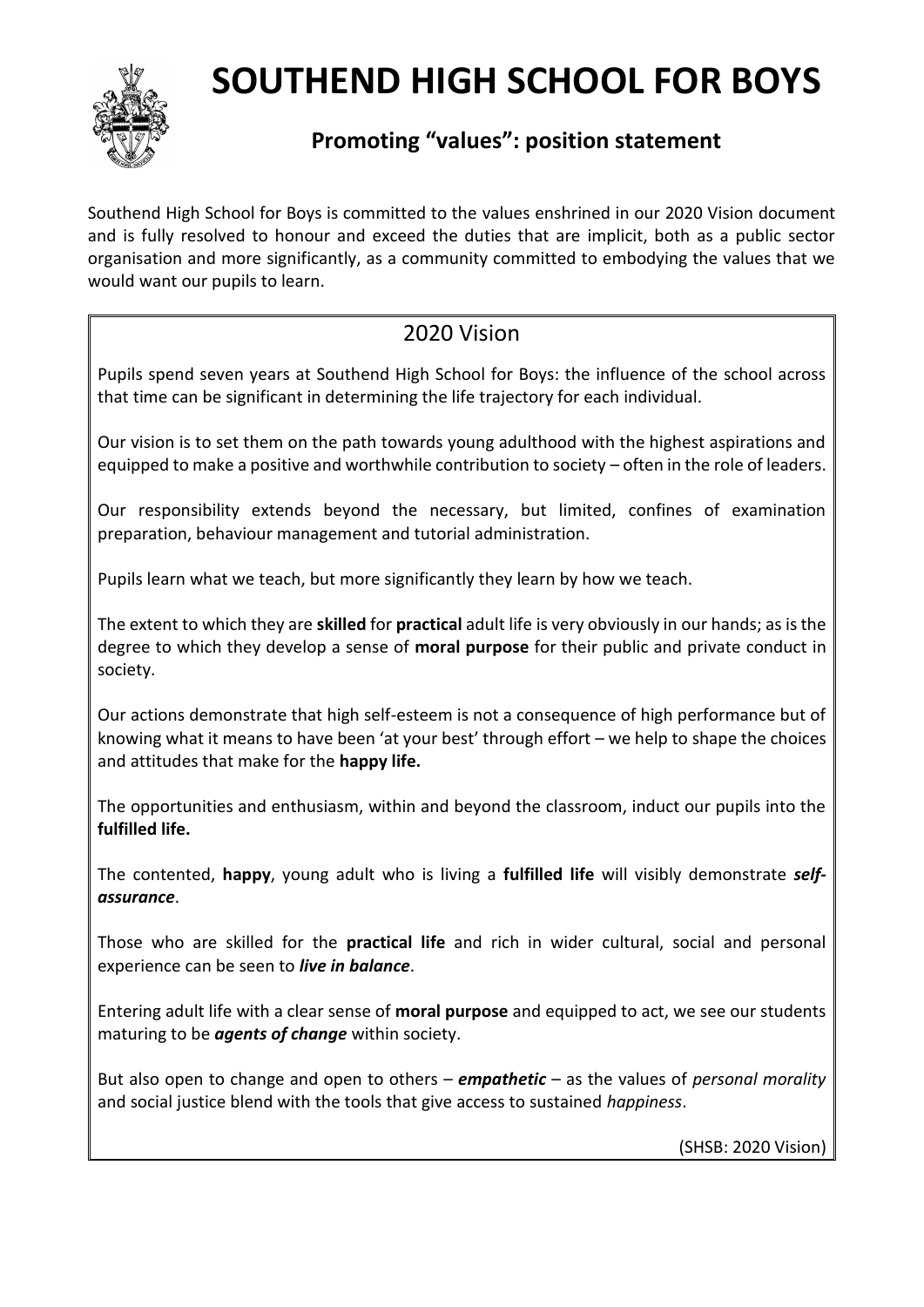# SOUTHEND HIGH SCHOOL FOR BOYS

## Promoting "values": position statement

Southend High School for Boys is committed to the values enshrined in our 2020 Vision document and is fully resolved to honour and exceed the duties that are implicit, both as a public sector organisation and more significantly, as a community committed to embodying the values that we would want our pupils to learn.

### 2020 Vision

Pupils spend seven years at Southend High School for Boys: the influence of the school across that time can be significant in determining the life trajectory for each individual.

Our vision is to set them on the path towards young adulthood with the highest aspirations and equipped to make a positive and worthwhile contribution to society – often in the role of leaders.

Our responsibility extends beyond the necessary, but limited, confines of examination preparation, behaviour management and tutorial administration.

Pupils learn what we teach, but more significantly they learn by how we teach.

The extent to which they are **skilled** for **practical** adult life is very obviously in our hands; as is the degree to which they develop a sense of **moral purpose** for their public and private conduct in society.

Our actions demonstrate that high self-esteem is not a consequence of high performance but of knowing what it means to have been 'at your best' through effort – we help to shape the choices and attitudes that make for the **happy life.**

The opportunities and enthusiasm, within and beyond the classroom, induct our pupils into the **fulfilled life.**

The contented, **happy**, young adult who is living a **fulfilled life** will visibly demonstrate ***self-assurance***.

Those who are skilled for the **practical life** and rich in wider cultural, social and personal experience can be seen to ***live in balance***.

Entering adult life with a clear sense of **moral purpose** and equipped to act, we see our students maturing to be ***agents of change*** within society.

But also open to change and open to others – ***empathetic*** – as the values of *personal morality* and social justice blend with the tools that give access to sustained *happiness*.

(SHSB: 2020 Vision)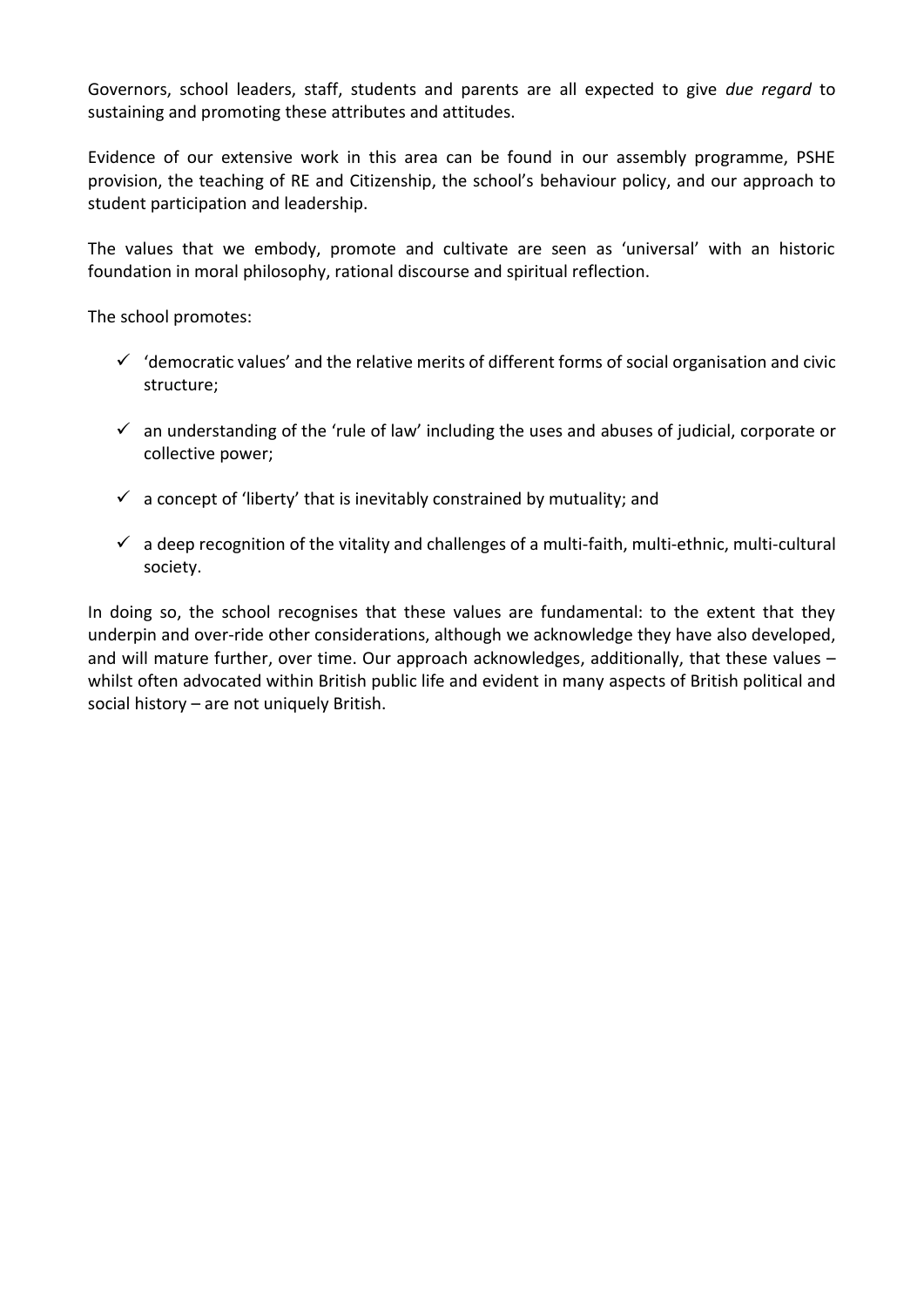Governors, school leaders, staff, students and parents are all expected to give *due regard* to sustaining and promoting these attributes and attitudes.

Evidence of our extensive work in this area can be found in our assembly programme, PSHE provision, the teaching of RE and Citizenship, the school's behaviour policy, and our approach to student participation and leadership.

The values that we embody, promote and cultivate are seen as 'universal' with an historic foundation in moral philosophy, rational discourse and spiritual reflection.

The school promotes:

- ✓ 'democratic values' and the relative merits of different forms of social organisation and civic structure;
- ✓ an understanding of the 'rule of law' including the uses and abuses of judicial, corporate or collective power;
- ✓ a concept of 'liberty' that is inevitably constrained by mutuality; and
- ✓ a deep recognition of the vitality and challenges of a multi-faith, multi-ethnic, multi-cultural society.

In doing so, the school recognises that these values are fundamental: to the extent that they underpin and over-ride other considerations, although we acknowledge they have also developed, and will mature further, over time. Our approach acknowledges, additionally, that these values – whilst often advocated within British public life and evident in many aspects of British political and social history – are not uniquely British.